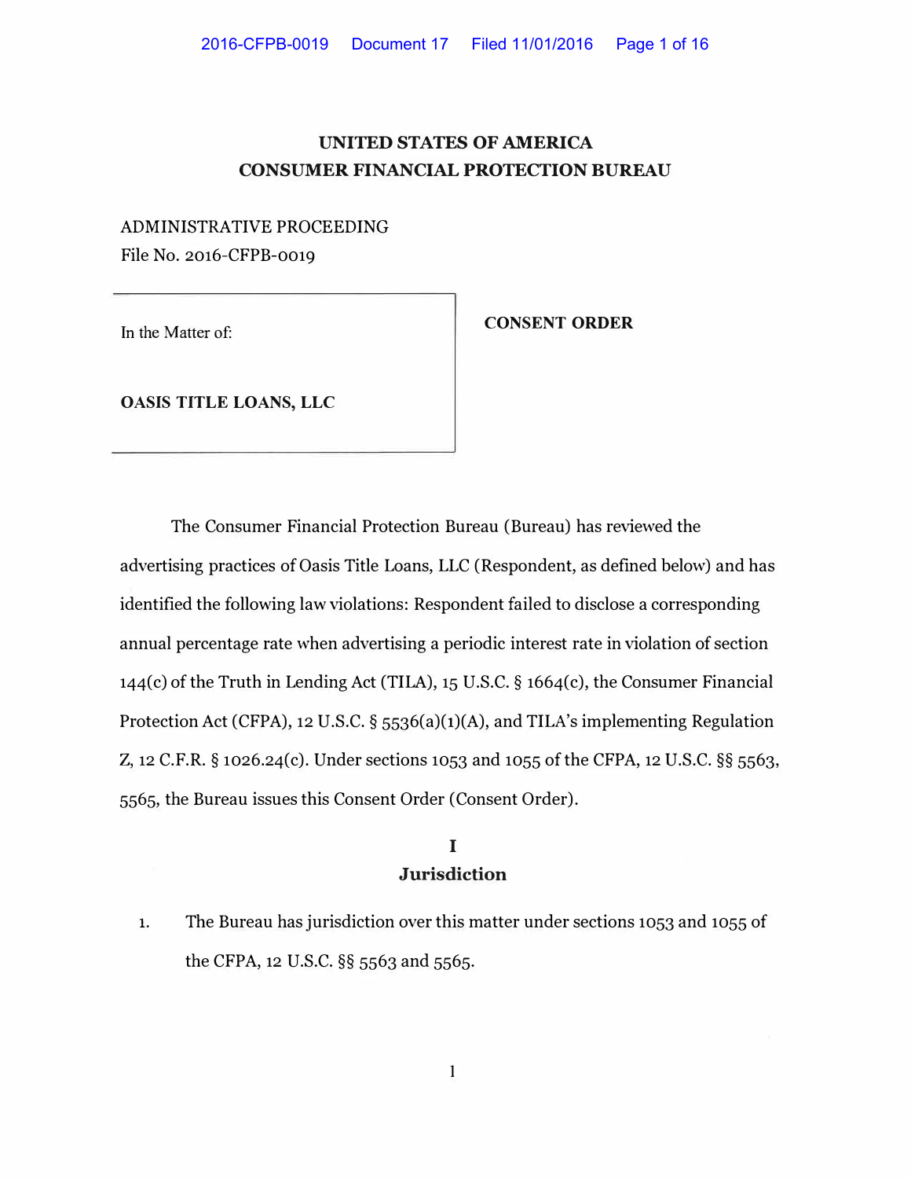# UNITED STATES OF AMERICA
# CONSUMER FINANCIAL PROTECTION BUREAU

ADMINISTRATIVE PROCEEDING
File No. 2016-CFPB-0019

| In the Matter of: **OASIS TITLE LOANS, LLC** | **CONSENT ORDER** |
| --- | --- |

The Consumer Financial Protection Bureau (Bureau) has reviewed the advertising practices of Oasis Title Loans, LLC (Respondent, as defined below) and has identified the following law violations: Respondent failed to disclose a corresponding annual percentage rate when advertising a periodic interest rate in violation of section 144(c) of the Truth in Lending Act (TILA), 15 U.S.C. § 1664(c), the Consumer Financial Protection Act (CFPA), 12 U.S.C. § 5536(a)(1)(A), and TILA's implementing Regulation Z, 12 C.F.R. § 1026.24(c). Under sections 1053 and 1055 of the CFPA, 12 U.S.C. §§ 5563, 5565, the Bureau issues this Consent Order (Consent Order).

## I
## Jurisdiction

1. The Bureau has jurisdiction over this matter under sections 1053 and 1055 of the CFPA, 12 U.S.C. §§ 5563 and 5565.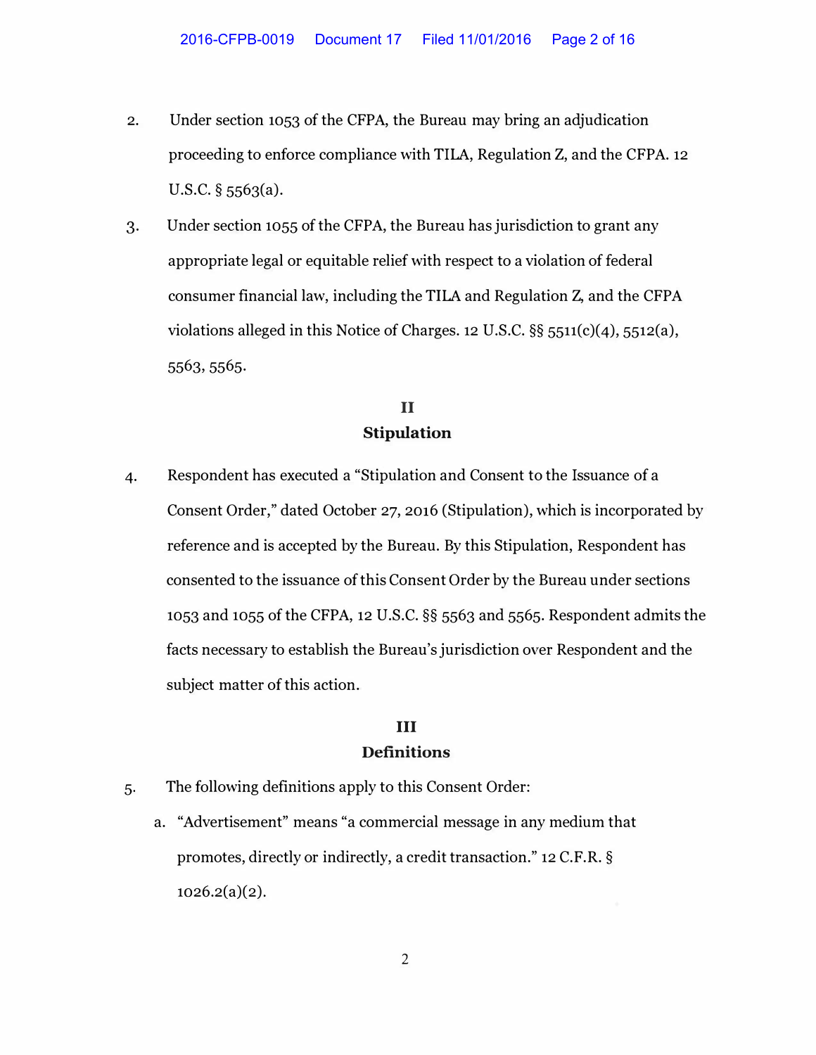2. Under section 1053 of the CFPA, the Bureau may bring an adjudication proceeding to enforce compliance with TILA, Regulation Z, and the CFPA. 12 U.S.C. § 5563(a).

3. Under section 1055 of the CFPA, the Bureau has jurisdiction to grant any appropriate legal or equitable relief with respect to a violation of federal consumer financial law, including the TILA and Regulation Z, and the CFPA violations alleged in this Notice of Charges. 12 U.S.C. §§ 5511(c)(4), 5512(a), 5563, 5565.

## II
## Stipulation

4. Respondent has executed a "Stipulation and Consent to the Issuance of a Consent Order," dated October 27, 2016 (Stipulation), which is incorporated by reference and is accepted by the Bureau. By this Stipulation, Respondent has consented to the issuance of this Consent Order by the Bureau under sections 1053 and 1055 of the CFPA, 12 U.S.C. §§ 5563 and 5565. Respondent admits the facts necessary to establish the Bureau's jurisdiction over Respondent and the subject matter of this action.

## III
## Definitions

5. The following definitions apply to this Consent Order:

   a. "Advertisement" means "a commercial message in any medium that promotes, directly or indirectly, a credit transaction." 12 C.F.R. § 1026.2(a)(2).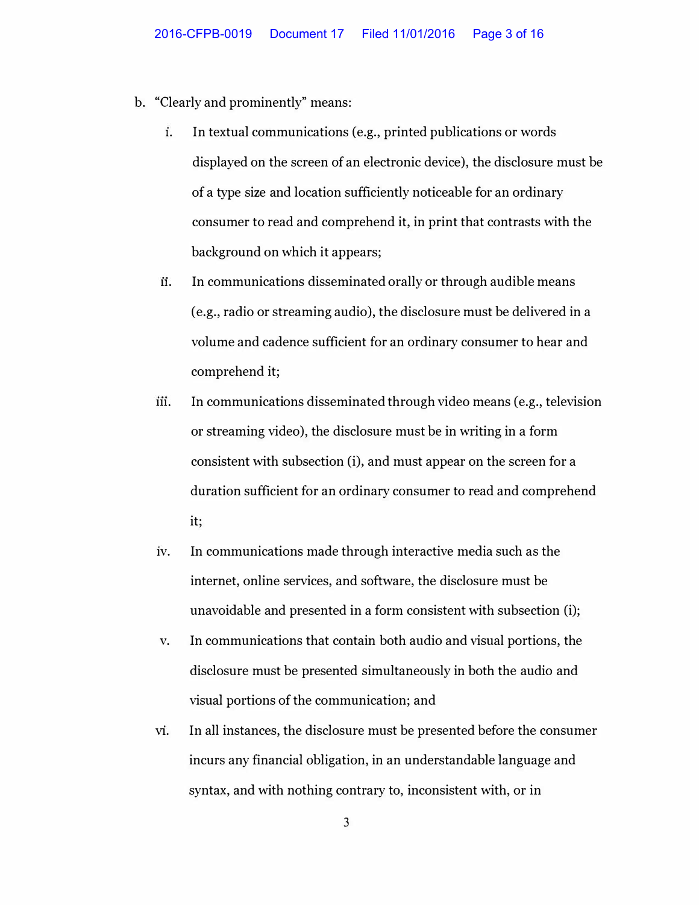b. "Clearly and prominently" means:

   i. In textual communications (e.g., printed publications or words displayed on the screen of an electronic device), the disclosure must be of a type size and location sufficiently noticeable for an ordinary consumer to read and comprehend it, in print that contrasts with the background on which it appears;

   ii. In communications disseminated orally or through audible means (e.g., radio or streaming audio), the disclosure must be delivered in a volume and cadence sufficient for an ordinary consumer to hear and comprehend it;

   iii. In communications disseminated through video means (e.g., television or streaming video), the disclosure must be in writing in a form consistent with subsection (i), and must appear on the screen for a duration sufficient for an ordinary consumer to read and comprehend it;

   iv. In communications made through interactive media such as the internet, online services, and software, the disclosure must be unavoidable and presented in a form consistent with subsection (i);

   v. In communications that contain both audio and visual portions, the disclosure must be presented simultaneously in both the audio and visual portions of the communication; and

   vi. In all instances, the disclosure must be presented before the consumer incurs any financial obligation, in an understandable language and syntax, and with nothing contrary to, inconsistent with, or in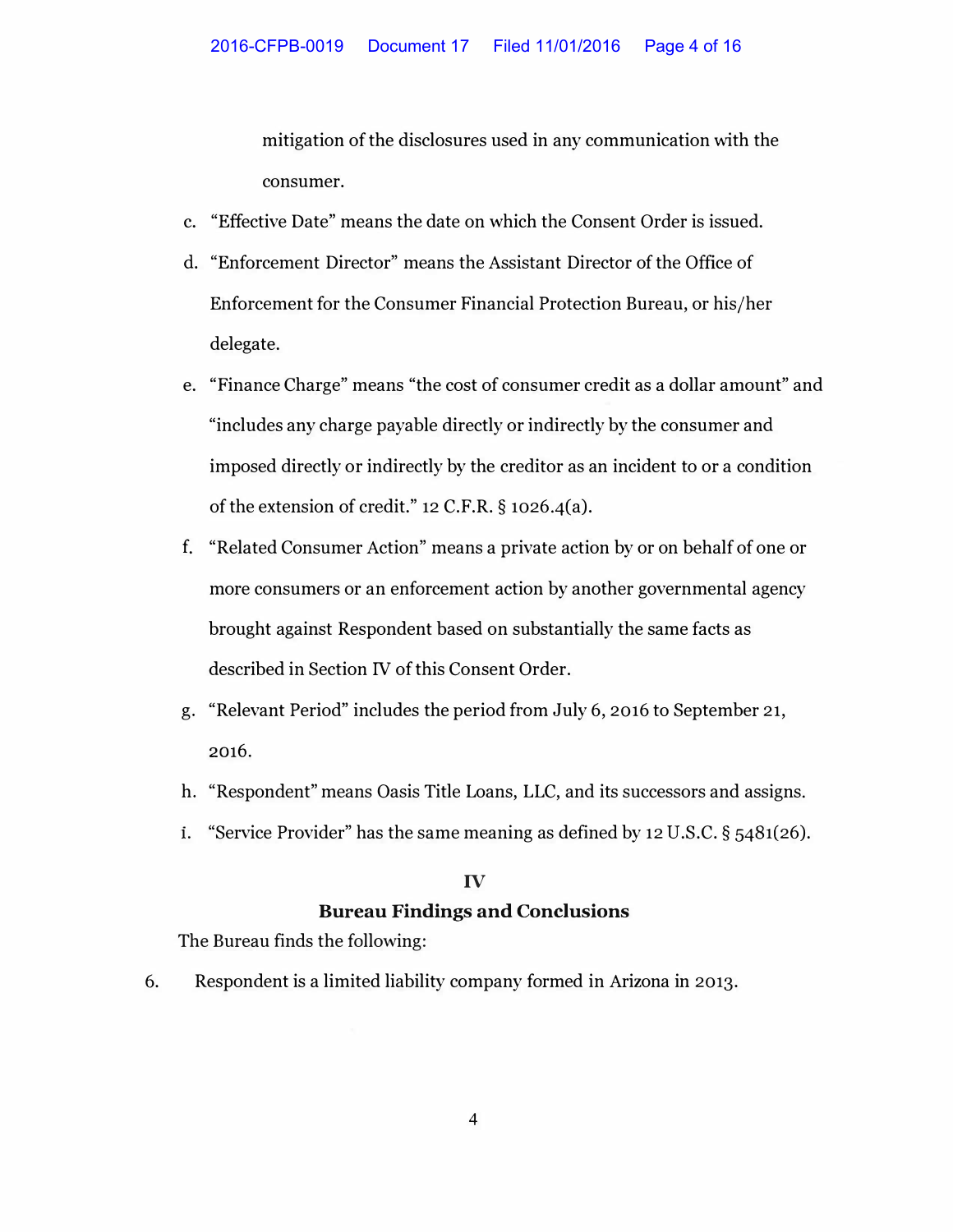mitigation of the disclosures used in any communication with the consumer.

c. "Effective Date" means the date on which the Consent Order is issued.

d. "Enforcement Director" means the Assistant Director of the Office of Enforcement for the Consumer Financial Protection Bureau, or his/her delegate.

e. "Finance Charge" means "the cost of consumer credit as a dollar amount" and "includes any charge payable directly or indirectly by the consumer and imposed directly or indirectly by the creditor as an incident to or a condition of the extension of credit." 12 C.F.R. § 1026.4(a).

f. "Related Consumer Action" means a private action by or on behalf of one or more consumers or an enforcement action by another governmental agency brought against Respondent based on substantially the same facts as described in Section IV of this Consent Order.

g. "Relevant Period" includes the period from July 6, 2016 to September 21, 2016.

h. "Respondent" means Oasis Title Loans, LLC, and its successors and assigns.

i. "Service Provider" has the same meaning as defined by 12 U.S.C. § 5481(26).

## IV

## Bureau Findings and Conclusions

The Bureau finds the following:

6. Respondent is a limited liability company formed in Arizona in 2013.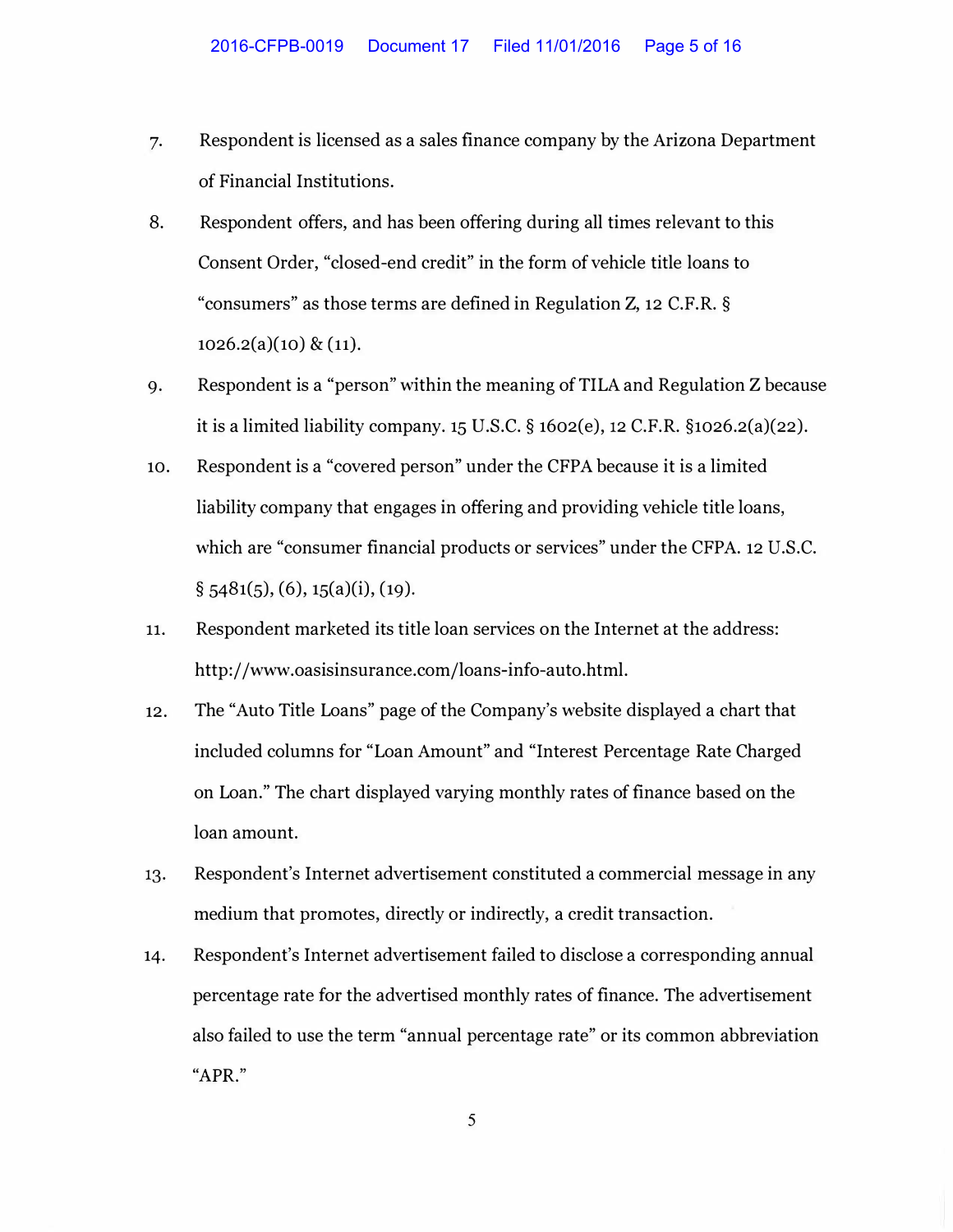7. Respondent is licensed as a sales finance company by the Arizona Department of Financial Institutions.

8. Respondent offers, and has been offering during all times relevant to this Consent Order, "closed-end credit" in the form of vehicle title loans to "consumers" as those terms are defined in Regulation Z, 12 C.F.R. § 1026.2(a)(10) & (11).

9. Respondent is a "person" within the meaning of TILA and Regulation Z because it is a limited liability company. 15 U.S.C. § 1602(e), 12 C.F.R. §1026.2(a)(22).

10. Respondent is a "covered person" under the CFPA because it is a limited liability company that engages in offering and providing vehicle title loans, which are "consumer financial products or services" under the CFPA. 12 U.S.C. § 5481(5), (6), 15(a)(i), (19).

11. Respondent marketed its title loan services on the Internet at the address: http://www.oasisinsurance.com/loans-info-auto.html.

12. The "Auto Title Loans" page of the Company's website displayed a chart that included columns for "Loan Amount" and "Interest Percentage Rate Charged on Loan." The chart displayed varying monthly rates of finance based on the loan amount.

13. Respondent's Internet advertisement constituted a commercial message in any medium that promotes, directly or indirectly, a credit transaction.

14. Respondent's Internet advertisement failed to disclose a corresponding annual percentage rate for the advertised monthly rates of finance. The advertisement also failed to use the term "annual percentage rate" or its common abbreviation "APR."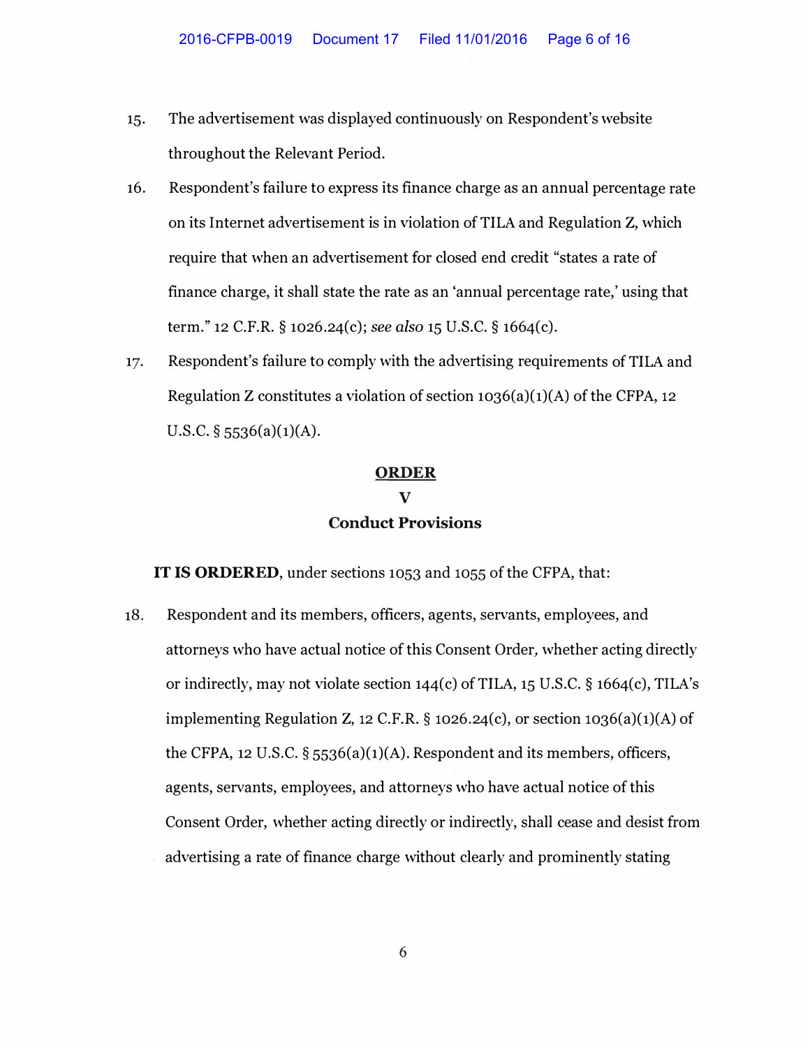15. The advertisement was displayed continuously on Respondent's website throughout the Relevant Period.

16. Respondent's failure to express its finance charge as an annual percentage rate on its Internet advertisement is in violation of TILA and Regulation Z, which require that when an advertisement for closed end credit "states a rate of finance charge, it shall state the rate as an 'annual percentage rate,' using that term." 12 C.F.R. § 1026.24(c); *see also* 15 U.S.C. § 1664(c).

17. Respondent's failure to comply with the advertising requirements of TILA and Regulation Z constitutes a violation of section 1036(a)(1)(A) of the CFPA, 12 U.S.C. § 5536(a)(1)(A).

## ORDER

## V

## Conduct Provisions

**IT IS ORDERED**, under sections 1053 and 1055 of the CFPA, that:

18. Respondent and its members, officers, agents, servants, employees, and attorneys who have actual notice of this Consent Order, whether acting directly or indirectly, may not violate section 144(c) of TILA, 15 U.S.C. § 1664(c), TILA's implementing Regulation Z, 12 C.F.R. § 1026.24(c), or section 1036(a)(1)(A) of the CFPA, 12 U.S.C. § 5536(a)(1)(A). Respondent and its members, officers, agents, servants, employees, and attorneys who have actual notice of this Consent Order, whether acting directly or indirectly, shall cease and desist from advertising a rate of finance charge without clearly and prominently stating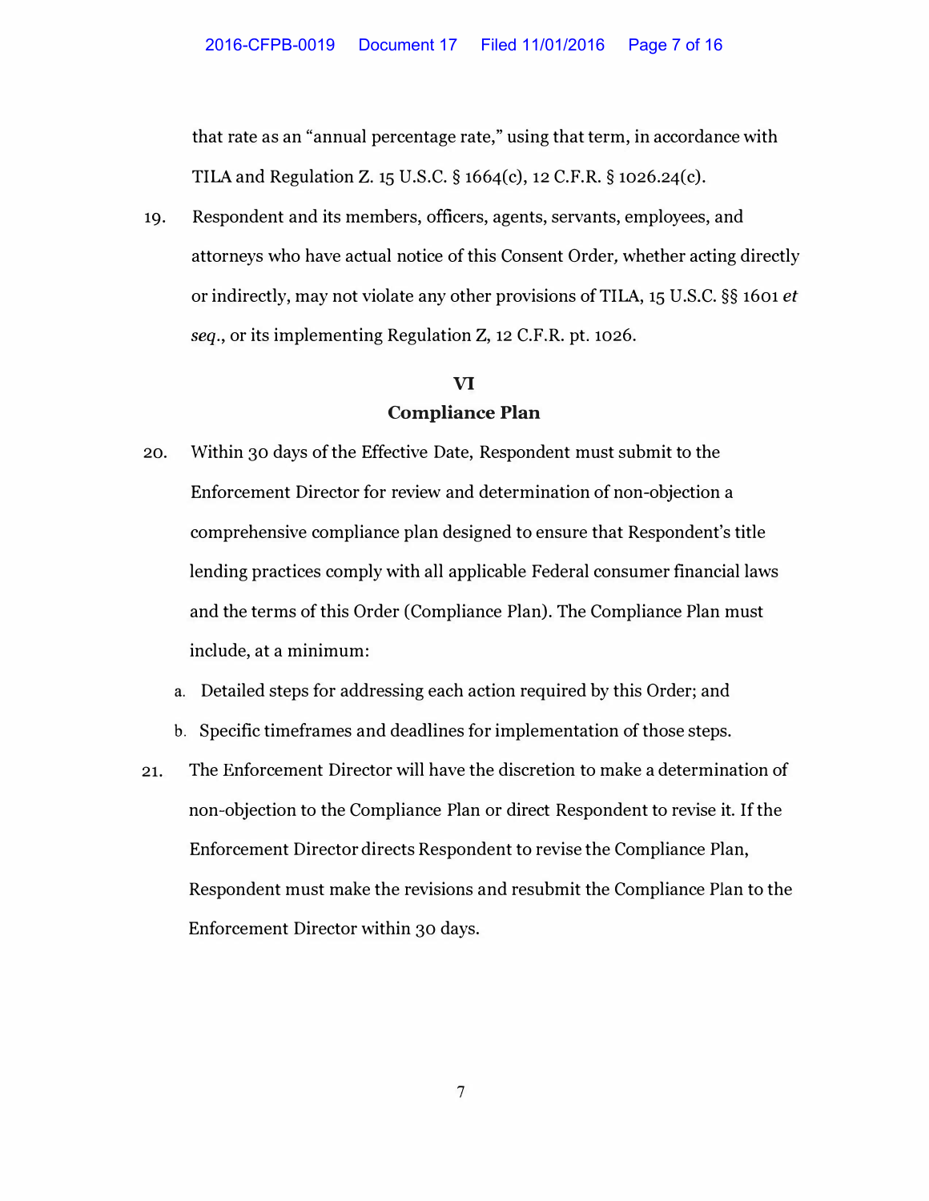that rate as an "annual percentage rate," using that term, in accordance with TILA and Regulation Z. 15 U.S.C. § 1664(c), 12 C.F.R. § 1026.24(c).

19. Respondent and its members, officers, agents, servants, employees, and attorneys who have actual notice of this Consent Order, whether acting directly or indirectly, may not violate any other provisions of TILA, 15 U.S.C. §§ 1601 *et seq*., or its implementing Regulation Z, 12 C.F.R. pt. 1026.

## VI
## Compliance Plan

20. Within 30 days of the Effective Date, Respondent must submit to the Enforcement Director for review and determination of non-objection a comprehensive compliance plan designed to ensure that Respondent's title lending practices comply with all applicable Federal consumer financial laws and the terms of this Order (Compliance Plan). The Compliance Plan must include, at a minimum:

   a. Detailed steps for addressing each action required by this Order; and

   b. Specific timeframes and deadlines for implementation of those steps.

21. The Enforcement Director will have the discretion to make a determination of non-objection to the Compliance Plan or direct Respondent to revise it. If the Enforcement Director directs Respondent to revise the Compliance Plan, Respondent must make the revisions and resubmit the Compliance Plan to the Enforcement Director within 30 days.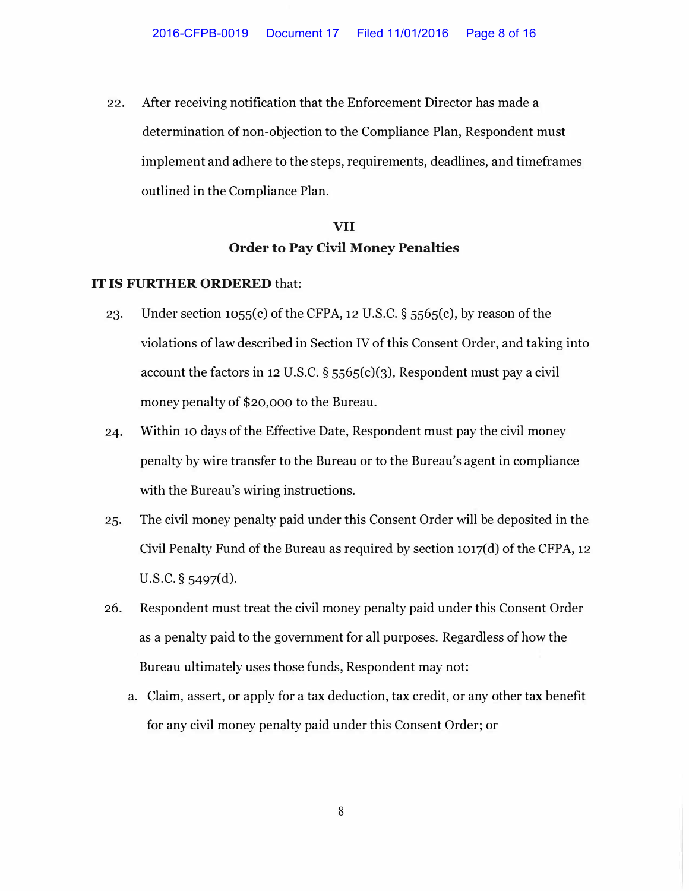22. After receiving notification that the Enforcement Director has made a determination of non-objection to the Compliance Plan, Respondent must implement and adhere to the steps, requirements, deadlines, and timeframes outlined in the Compliance Plan.

## VII
## Order to Pay Civil Money Penalties

**IT IS FURTHER ORDERED** that:

23. Under section 1055(c) of the CFPA, 12 U.S.C. § 5565(c), by reason of the violations of law described in Section IV of this Consent Order, and taking into account the factors in 12 U.S.C. § 5565(c)(3), Respondent must pay a civil money penalty of $20,000 to the Bureau.

24. Within 10 days of the Effective Date, Respondent must pay the civil money penalty by wire transfer to the Bureau or to the Bureau's agent in compliance with the Bureau's wiring instructions.

25. The civil money penalty paid under this Consent Order will be deposited in the Civil Penalty Fund of the Bureau as required by section 1017(d) of the CFPA, 12 U.S.C. § 5497(d).

26. Respondent must treat the civil money penalty paid under this Consent Order as a penalty paid to the government for all purposes. Regardless of how the Bureau ultimately uses those funds, Respondent may not:

    a. Claim, assert, or apply for a tax deduction, tax credit, or any other tax benefit for any civil money penalty paid under this Consent Order; or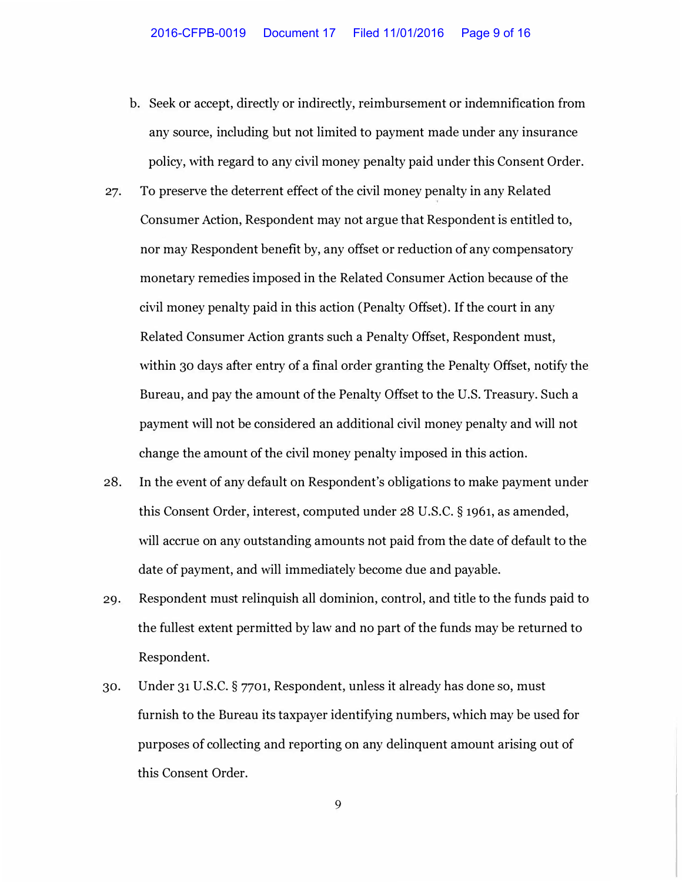b. Seek or accept, directly or indirectly, reimbursement or indemnification from any source, including but not limited to payment made under any insurance policy, with regard to any civil money penalty paid under this Consent Order.

27. To preserve the deterrent effect of the civil money penalty in any Related Consumer Action, Respondent may not argue that Respondent is entitled to, nor may Respondent benefit by, any offset or reduction of any compensatory monetary remedies imposed in the Related Consumer Action because of the civil money penalty paid in this action (Penalty Offset). If the court in any Related Consumer Action grants such a Penalty Offset, Respondent must, within 30 days after entry of a final order granting the Penalty Offset, notify the Bureau, and pay the amount of the Penalty Offset to the U.S. Treasury. Such a payment will not be considered an additional civil money penalty and will not change the amount of the civil money penalty imposed in this action.

28. In the event of any default on Respondent's obligations to make payment under this Consent Order, interest, computed under 28 U.S.C. § 1961, as amended, will accrue on any outstanding amounts not paid from the date of default to the date of payment, and will immediately become due and payable.

29. Respondent must relinquish all dominion, control, and title to the funds paid to the fullest extent permitted by law and no part of the funds may be returned to Respondent.

30. Under 31 U.S.C. § 7701, Respondent, unless it already has done so, must furnish to the Bureau its taxpayer identifying numbers, which may be used for purposes of collecting and reporting on any delinquent amount arising out of this Consent Order.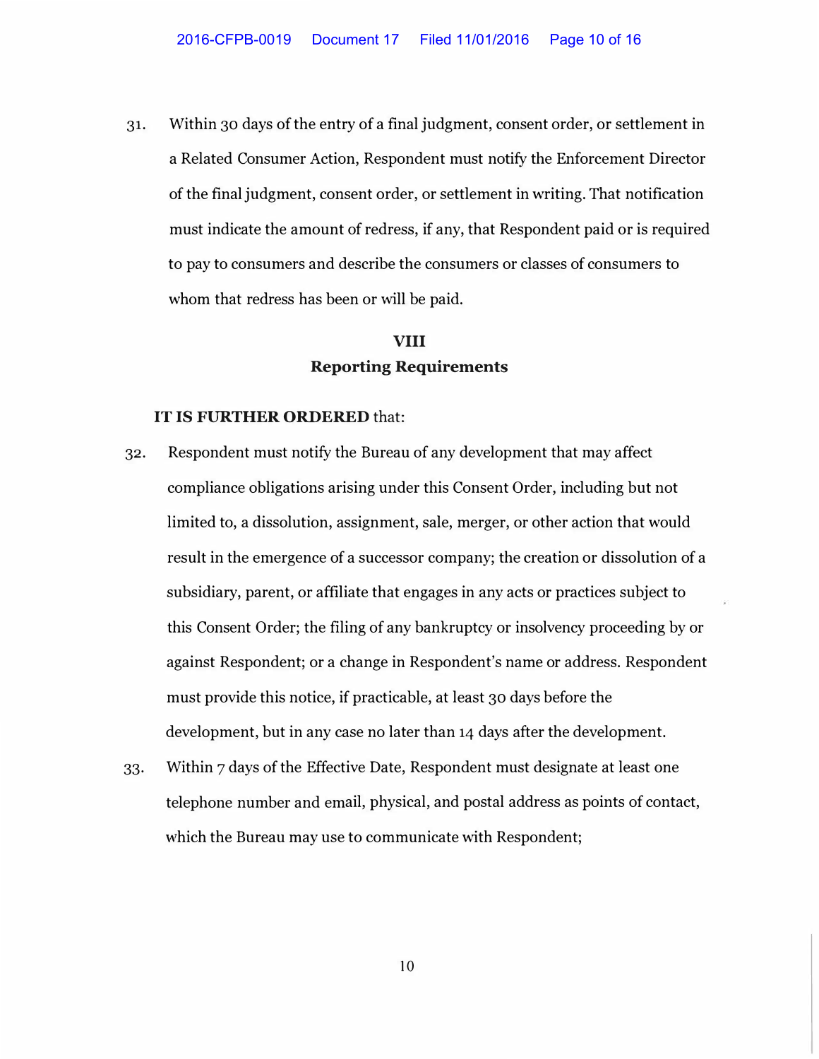31. Within 30 days of the entry of a final judgment, consent order, or settlement in a Related Consumer Action, Respondent must notify the Enforcement Director of the final judgment, consent order, or settlement in writing. That notification must indicate the amount of redress, if any, that Respondent paid or is required to pay to consumers and describe the consumers or classes of consumers to whom that redress has been or will be paid.

## VIII
## Reporting Requirements

**IT IS FURTHER ORDERED** that:

32. Respondent must notify the Bureau of any development that may affect compliance obligations arising under this Consent Order, including but not limited to, a dissolution, assignment, sale, merger, or other action that would result in the emergence of a successor company; the creation or dissolution of a subsidiary, parent, or affiliate that engages in any acts or practices subject to this Consent Order; the filing of any bankruptcy or insolvency proceeding by or against Respondent; or a change in Respondent's name or address. Respondent must provide this notice, if practicable, at least 30 days before the development, but in any case no later than 14 days after the development.

33. Within 7 days of the Effective Date, Respondent must designate at least one telephone number and email, physical, and postal address as points of contact, which the Bureau may use to communicate with Respondent;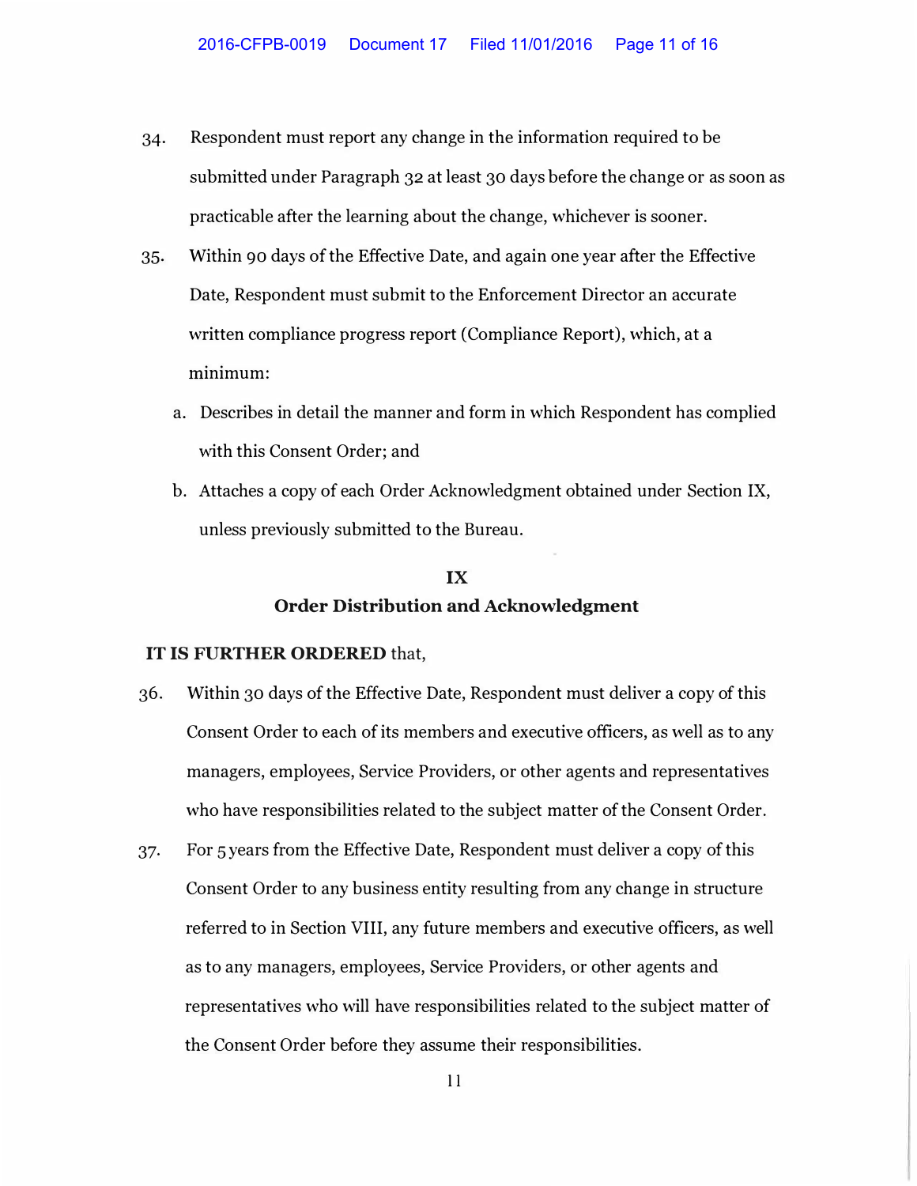34. Respondent must report any change in the information required to be submitted under Paragraph 32 at least 30 days before the change or as soon as practicable after the learning about the change, whichever is sooner.

35. Within 90 days of the Effective Date, and again one year after the Effective Date, Respondent must submit to the Enforcement Director an accurate written compliance progress report (Compliance Report), which, at a minimum:

   a. Describes in detail the manner and form in which Respondent has complied with this Consent Order; and

   b. Attaches a copy of each Order Acknowledgment obtained under Section IX, unless previously submitted to the Bureau.

## IX
## Order Distribution and Acknowledgment

**IT IS FURTHER ORDERED** that,

36. Within 30 days of the Effective Date, Respondent must deliver a copy of this Consent Order to each of its members and executive officers, as well as to any managers, employees, Service Providers, or other agents and representatives who have responsibilities related to the subject matter of the Consent Order.

37. For 5 years from the Effective Date, Respondent must deliver a copy of this Consent Order to any business entity resulting from any change in structure referred to in Section VIII, any future members and executive officers, as well as to any managers, employees, Service Providers, or other agents and representatives who will have responsibilities related to the subject matter of the Consent Order before they assume their responsibilities.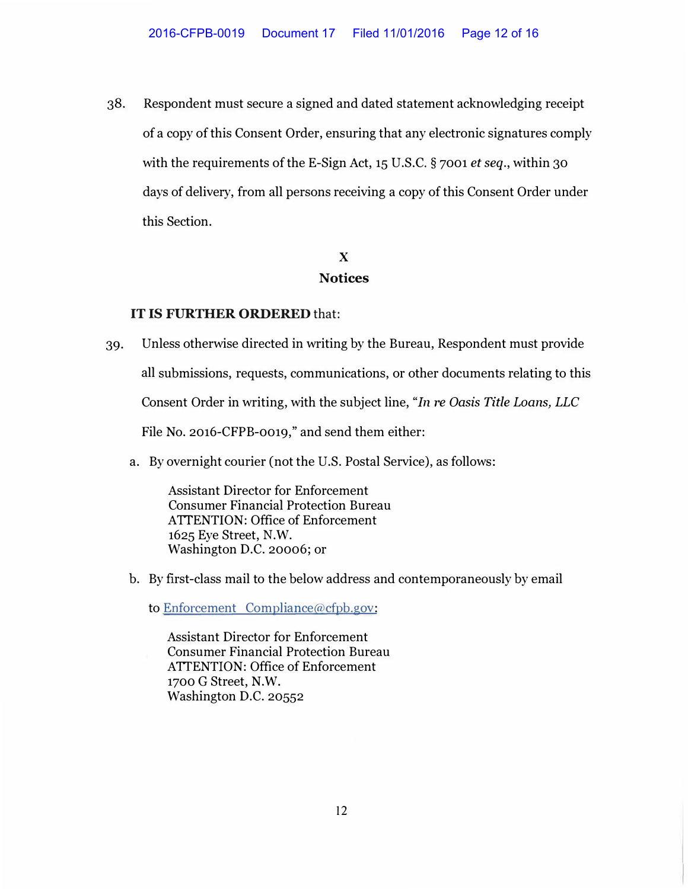38. Respondent must secure a signed and dated statement acknowledging receipt of a copy of this Consent Order, ensuring that any electronic signatures comply with the requirements of the E-Sign Act, 15 U.S.C. § 7001 *et seq*., within 30 days of delivery, from all persons receiving a copy of this Consent Order under this Section.

## X
## Notices

**IT IS FURTHER ORDERED** that:

39. Unless otherwise directed in writing by the Bureau, Respondent must provide all submissions, requests, communications, or other documents relating to this Consent Order in writing, with the subject line, "*In re Oasis Title Loans, LLC* File No. 2016-CFPB-0019," and send them either:

   a. By overnight courier (not the U.S. Postal Service), as follows:

      Assistant Director for Enforcement
      Consumer Financial Protection Bureau
      ATTENTION: Office of Enforcement
      1625 Eye Street, N.W.
      Washington D.C. 20006; or

   b. By first-class mail to the below address and contemporaneously by email to Enforcement_Compliance@cfpb.gov:

      Assistant Director for Enforcement
      Consumer Financial Protection Bureau
      ATTENTION: Office of Enforcement
      1700 G Street, N.W.
      Washington D.C. 20552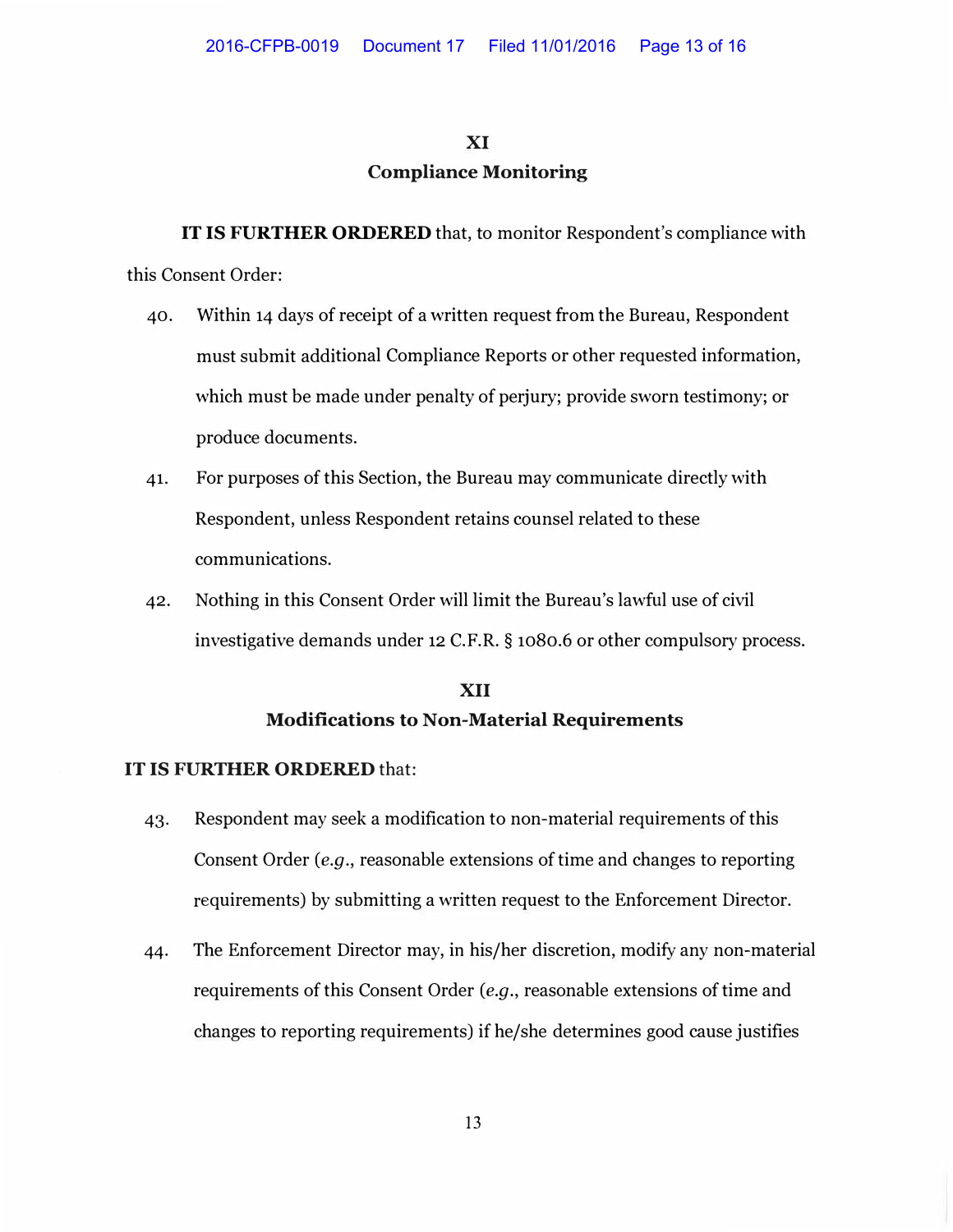## XI
## Compliance Monitoring

**IT IS FURTHER ORDERED** that, to monitor Respondent's compliance with this Consent Order:

40. Within 14 days of receipt of a written request from the Bureau, Respondent must submit additional Compliance Reports or other requested information, which must be made under penalty of perjury; provide sworn testimony; or produce documents.

41. For purposes of this Section, the Bureau may communicate directly with Respondent, unless Respondent retains counsel related to these communications.

42. Nothing in this Consent Order will limit the Bureau's lawful use of civil investigative demands under 12 C.F.R. § 1080.6 or other compulsory process.

## XII
## Modifications to Non-Material Requirements

**IT IS FURTHER ORDERED** that:

43. Respondent may seek a modification to non-material requirements of this Consent Order (*e.g.*, reasonable extensions of time and changes to reporting requirements) by submitting a written request to the Enforcement Director.

44. The Enforcement Director may, in his/her discretion, modify any non-material requirements of this Consent Order (*e.g.*, reasonable extensions of time and changes to reporting requirements) if he/she determines good cause justifies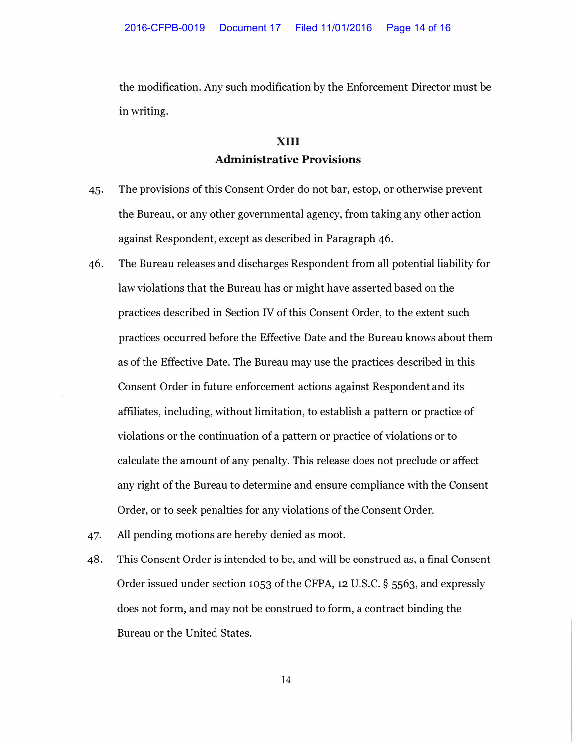the modification. Any such modification by the Enforcement Director must be in writing.

## XIII
## Administrative Provisions

45. The provisions of this Consent Order do not bar, estop, or otherwise prevent the Bureau, or any other governmental agency, from taking any other action against Respondent, except as described in Paragraph 46.

46. The Bureau releases and discharges Respondent from all potential liability for law violations that the Bureau has or might have asserted based on the practices described in Section IV of this Consent Order, to the extent such practices occurred before the Effective Date and the Bureau knows about them as of the Effective Date. The Bureau may use the practices described in this Consent Order in future enforcement actions against Respondent and its affiliates, including, without limitation, to establish a pattern or practice of violations or the continuation of a pattern or practice of violations or to calculate the amount of any penalty. This release does not preclude or affect any right of the Bureau to determine and ensure compliance with the Consent Order, or to seek penalties for any violations of the Consent Order.

47. All pending motions are hereby denied as moot.

48. This Consent Order is intended to be, and will be construed as, a final Consent Order issued under section 1053 of the CFPA, 12 U.S.C. § 5563, and expressly does not form, and may not be construed to form, a contract binding the Bureau or the United States.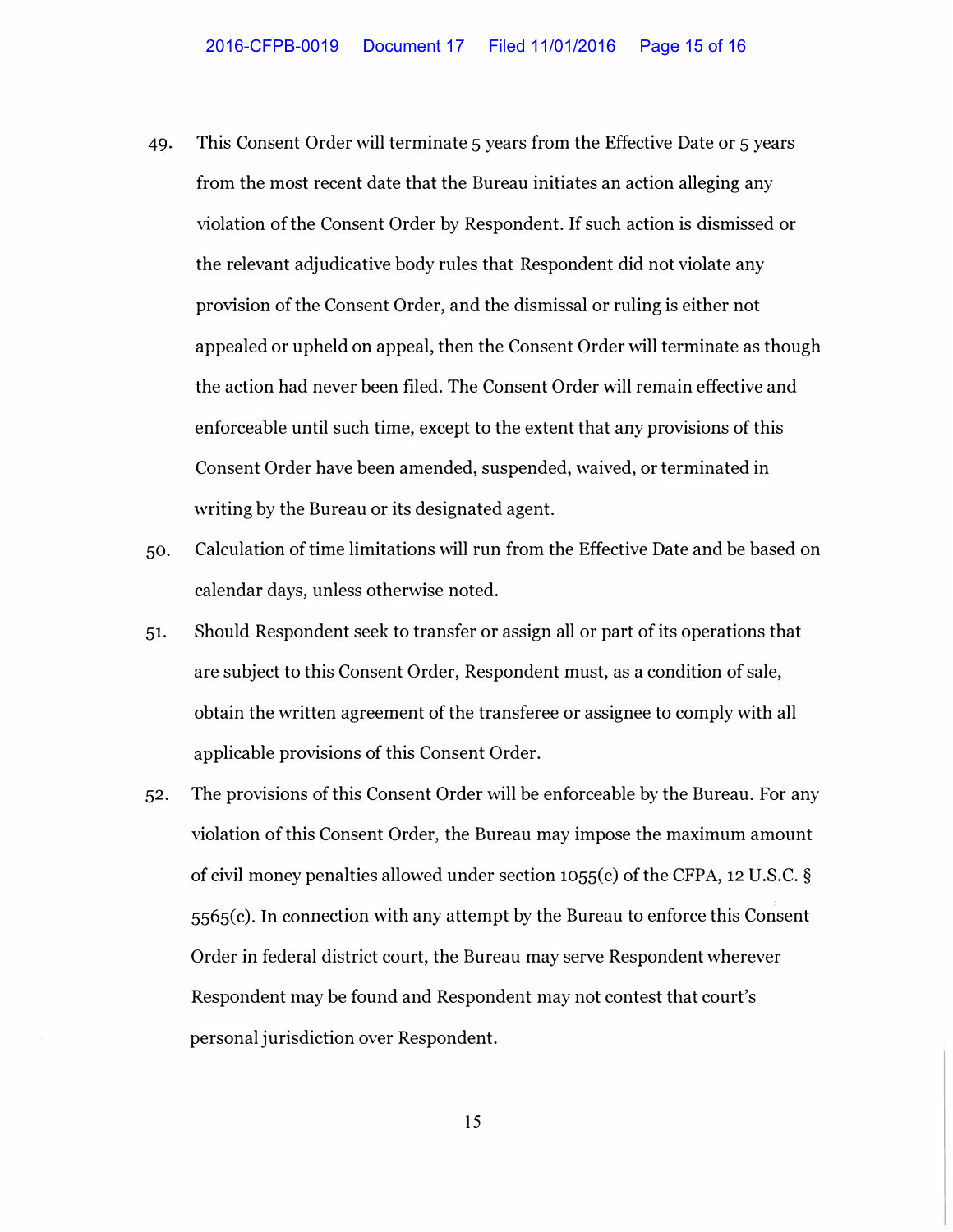49. This Consent Order will terminate 5 years from the Effective Date or 5 years from the most recent date that the Bureau initiates an action alleging any violation of the Consent Order by Respondent. If such action is dismissed or the relevant adjudicative body rules that Respondent did not violate any provision of the Consent Order, and the dismissal or ruling is either not appealed or upheld on appeal, then the Consent Order will terminate as though the action had never been filed. The Consent Order will remain effective and enforceable until such time, except to the extent that any provisions of this Consent Order have been amended, suspended, waived, or terminated in writing by the Bureau or its designated agent.

50. Calculation of time limitations will run from the Effective Date and be based on calendar days, unless otherwise noted.

51. Should Respondent seek to transfer or assign all or part of its operations that are subject to this Consent Order, Respondent must, as a condition of sale, obtain the written agreement of the transferee or assignee to comply with all applicable provisions of this Consent Order.

52. The provisions of this Consent Order will be enforceable by the Bureau. For any violation of this Consent Order, the Bureau may impose the maximum amount of civil money penalties allowed under section 1055(c) of the CFPA, 12 U.S.C. § 5565(c). In connection with any attempt by the Bureau to enforce this Consent Order in federal district court, the Bureau may serve Respondent wherever Respondent may be found and Respondent may not contest that court's personal jurisdiction over Respondent.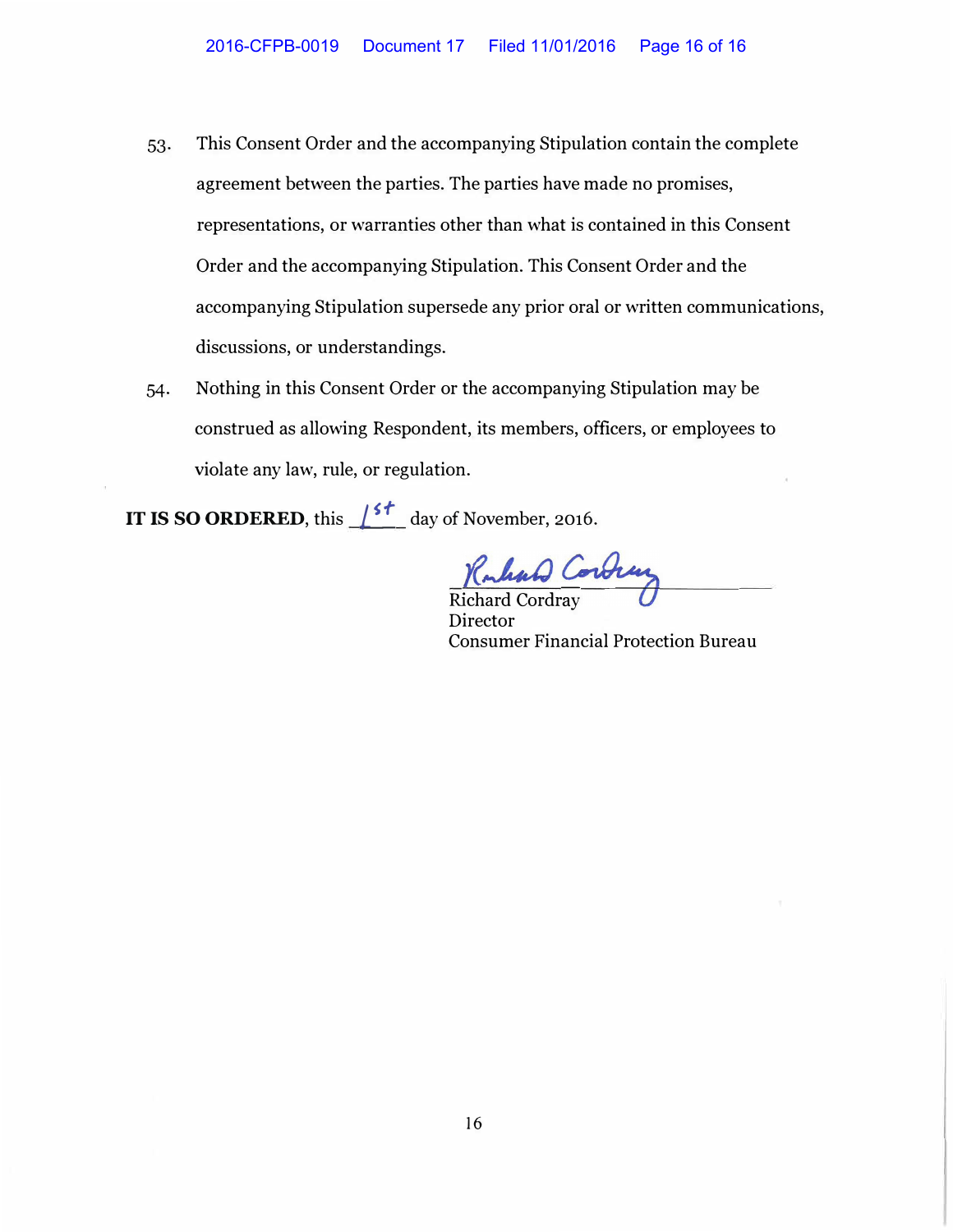53. This Consent Order and the accompanying Stipulation contain the complete agreement between the parties. The parties have made no promises, representations, or warranties other than what is contained in this Consent Order and the accompanying Stipulation. This Consent Order and the accompanying Stipulation supersede any prior oral or written communications, discussions, or understandings.

54. Nothing in this Consent Order or the accompanying Stipulation may be construed as allowing Respondent, its members, officers, or employees to violate any law, rule, or regulation.

**IT IS SO ORDERED**, this 1st day of November, 2016.

Richard Cordray
Director
Consumer Financial Protection Bureau